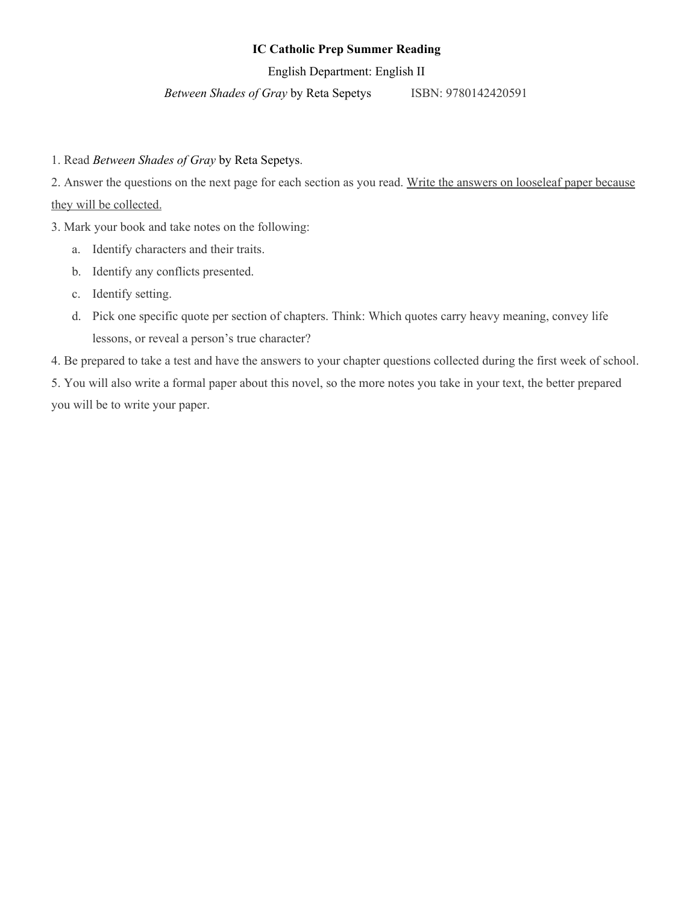**IC Catholic Prep Summer Reading**

English Department: English II

*Between Shades of Gray* by Reta Sepetys ISBN: 9780142420591

1. Read *Between Shades of Gray* by Reta Sepetys.
2. Answer the questions on the next page for each section as you read. <u>Write the answers on looseleaf paper because they will be collected.</u>
3. Mark your book and take notes on the following:
   a. Identify characters and their traits.
   b. Identify any conflicts presented.
   c. Identify setting.
   d. Pick one specific quote per section of chapters. Think: Which quotes carry heavy meaning, convey life lessons, or reveal a person's true character?
4. Be prepared to take a test and have the answers to your chapter questions collected during the first week of school.
5. You will also write a formal paper about this novel, so the more notes you take in your text, the better prepared you will be to write your paper.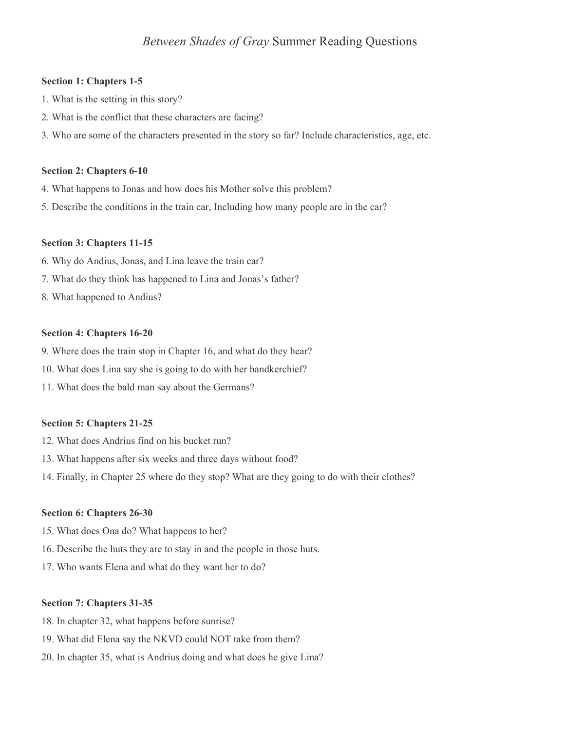# *Between Shades of Gray* Summer Reading Questions

**Section 1: Chapters 1-5**

1. What is the setting in this story?
2. What is the conflict that these characters are facing?
3. Who are some of the characters presented in the story so far? Include characteristics, age, etc.

**Section 2: Chapters 6-10**

4. What happens to Jonas and how does his Mother solve this problem?
5. Describe the conditions in the train car, Including how many people are in the car?

**Section 3: Chapters 11-15**

6. Why do Andius, Jonas, and Lina leave the train car?
7. What do they think has happened to Lina and Jonas's father?
8. What happened to Andius?

**Section 4: Chapters 16-20**

9. Where does the train stop in Chapter 16, and what do they hear?
10. What does Lina say she is going to do with her handkerchief?
11. What does the bald man say about the Germans?

**Section 5: Chapters 21-25**

12. What does Andrius find on his bucket run?
13. What happens after six weeks and three days without food?
14. Finally, in Chapter 25 where do they stop? What are they going to do with their clothes?

**Section 6: Chapters 26-30**

15. What does Ona do? What happens to her?
16. Describe the huts they are to stay in and the people in those huts.
17. Who wants Elena and what do they want her to do?

**Section 7: Chapters 31-35**

18. In chapter 32, what happens before sunrise?
19. What did Elena say the NKVD could NOT take from them?
20. In chapter 35, what is Andrius doing and what does he give Lina?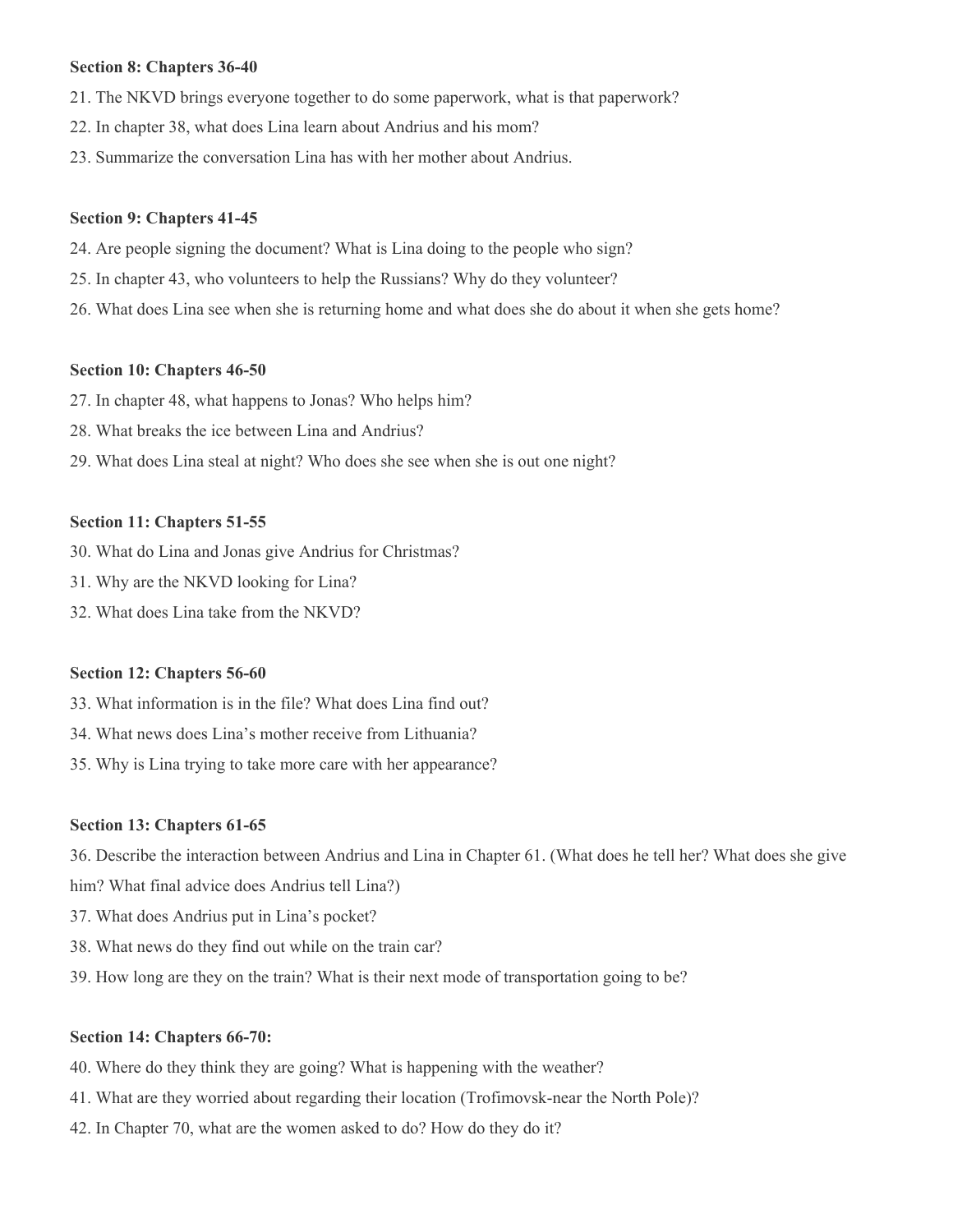**Section 8: Chapters 36-40**

21. The NKVD brings everyone together to do some paperwork, what is that paperwork?
22. In chapter 38, what does Lina learn about Andrius and his mom?
23. Summarize the conversation Lina has with her mother about Andrius.

**Section 9: Chapters 41-45**

24. Are people signing the document? What is Lina doing to the people who sign?
25. In chapter 43, who volunteers to help the Russians? Why do they volunteer?
26. What does Lina see when she is returning home and what does she do about it when she gets home?

**Section 10: Chapters 46-50**

27. In chapter 48, what happens to Jonas? Who helps him?
28. What breaks the ice between Lina and Andrius?
29. What does Lina steal at night? Who does she see when she is out one night?

**Section 11: Chapters 51-55**

30. What do Lina and Jonas give Andrius for Christmas?
31. Why are the NKVD looking for Lina?
32. What does Lina take from the NKVD?

**Section 12: Chapters 56-60**

33. What information is in the file? What does Lina find out?
34. What news does Lina's mother receive from Lithuania?
35. Why is Lina trying to take more care with her appearance?

**Section 13: Chapters 61-65**

36. Describe the interaction between Andrius and Lina in Chapter 61. (What does he tell her? What does she give him? What final advice does Andrius tell Lina?)
37. What does Andrius put in Lina's pocket?
38. What news do they find out while on the train car?
39. How long are they on the train? What is their next mode of transportation going to be?

**Section 14: Chapters 66-70:**

40. Where do they think they are going? What is happening with the weather?
41. What are they worried about regarding their location (Trofimovsk-near the North Pole)?
42. In Chapter 70, what are the women asked to do? How do they do it?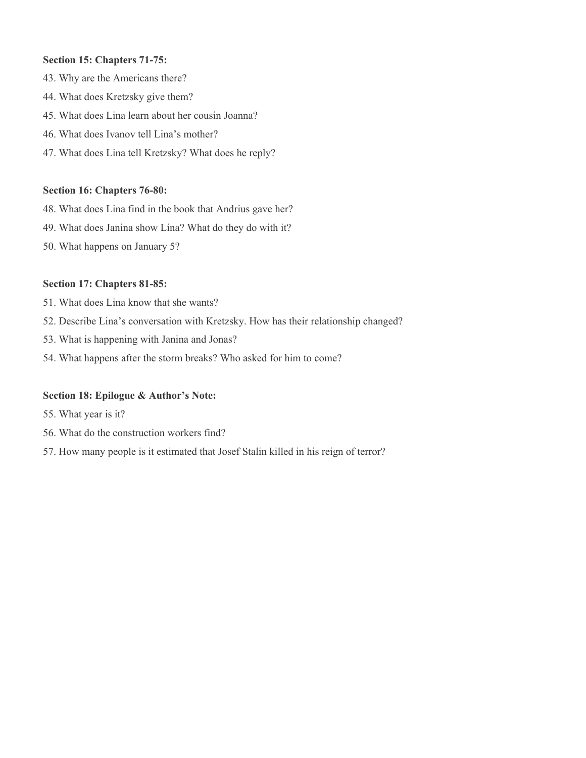**Section 15: Chapters 71-75:**

43. Why are the Americans there?
44. What does Kretzsky give them?
45. What does Lina learn about her cousin Joanna?
46. What does Ivanov tell Lina's mother?
47. What does Lina tell Kretzsky? What does he reply?

**Section 16: Chapters 76-80:**

48. What does Lina find in the book that Andrius gave her?
49. What does Janina show Lina? What do they do with it?
50. What happens on January 5?

**Section 17: Chapters 81-85:**

51. What does Lina know that she wants?
52. Describe Lina's conversation with Kretzsky. How has their relationship changed?
53. What is happening with Janina and Jonas?
54. What happens after the storm breaks? Who asked for him to come?

**Section 18: Epilogue & Author's Note:**

55. What year is it?
56. What do the construction workers find?
57. How many people is it estimated that Josef Stalin killed in his reign of terror?